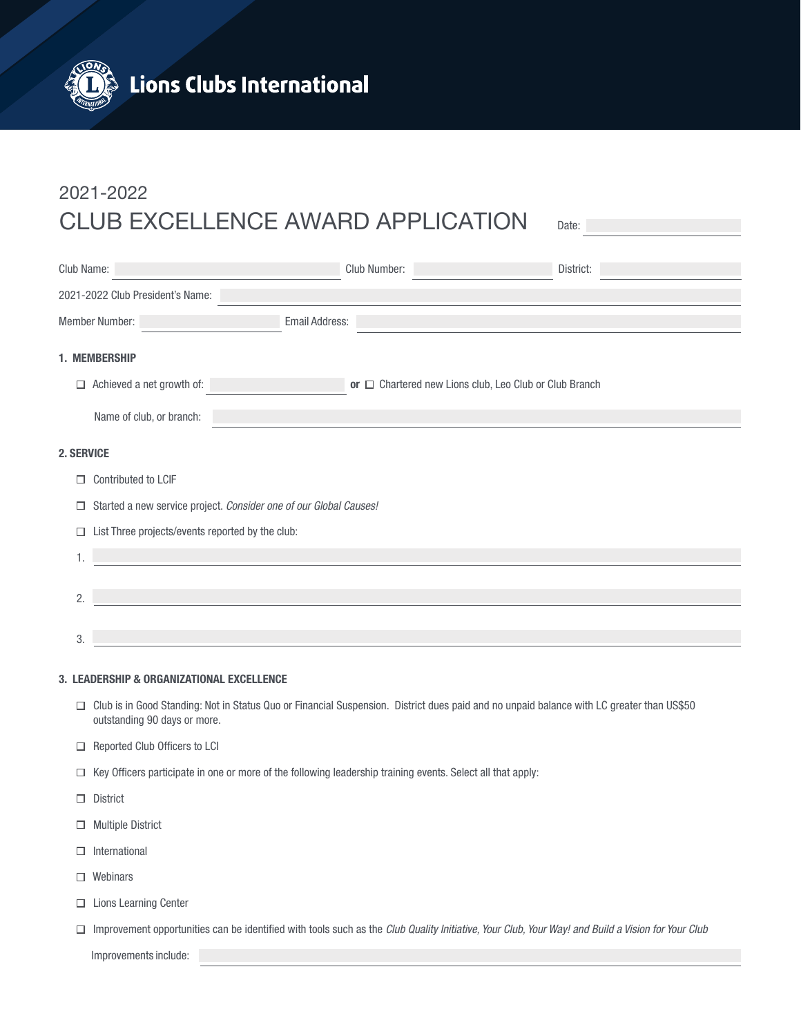Lions Clubs International

2021-2022

# CLUB EXCELLENCE AWARD APPLICATION

Date: \_\_\_\_\_\_\_\_\_\_

Club Name: \_\_\_\_\_\_\_\_\_\_ Club Number: \_\_\_\_\_\_\_\_\_\_ District: \_\_\_\_\_\_\_\_\_\_

2021-2022 Club President's Name: \_\_\_\_\_\_\_\_\_\_

Member Number: \_\_\_\_\_\_\_\_\_\_ Email Address: \_\_\_\_\_\_\_\_\_\_

### 1. MEMBERSHIP

- ☐ Achieved a net growth of: \_\_\_\_\_\_\_\_\_\_ **or** ☐ Chartered new Lions club, Leo Club or Club Branch

  Name of club, or branch: \_\_\_\_\_\_\_\_\_\_

### 2. SERVICE

- ☐ Contributed to LCIF
- ☐ Started a new service project. *Consider one of our Global Causes!*
- ☐ List Three projects/events reported by the club:

1. \_\_\_\_\_\_\_\_\_\_
2. \_\_\_\_\_\_\_\_\_\_
3. \_\_\_\_\_\_\_\_\_\_

### 3. LEADERSHIP & ORGANIZATIONAL EXCELLENCE

- ☐ Club is in Good Standing: Not in Status Quo or Financial Suspension. District dues paid and no unpaid balance with LC greater than US$50 outstanding 90 days or more.
- ☐ Reported Club Officers to LCI
- ☐ Key Officers participate in one or more of the following leadership training events. Select all that apply:
- ☐ District
- ☐ Multiple District
- ☐ International
- ☐ Webinars
- ☐ Lions Learning Center
- ☐ Improvement opportunities can be identified with tools such as the *Club Quality Initiative, Your Club, Your Way! and Build a Vision for Your Club*

  Improvements include: \_\_\_\_\_\_\_\_\_\_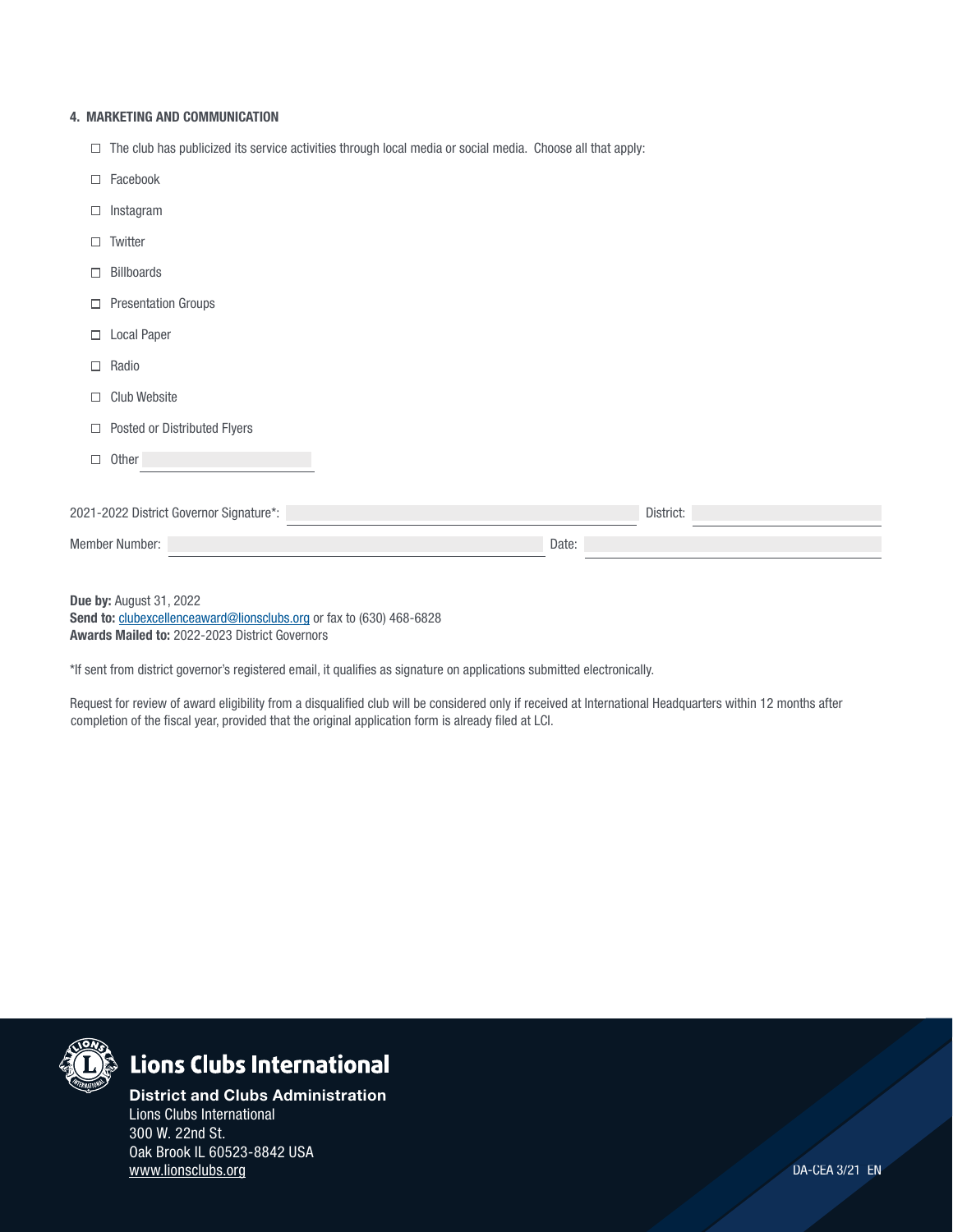#### 4. MARKETING AND COMMUNICATION

- ☐ The club has publicized its service activities through local media or social media. Choose all that apply:
- ☐ Facebook
- ☐ Instagram
- ☐ Twitter
- ☐ Billboards
- ☐ Presentation Groups
- ☐ Local Paper
- ☐ Radio
- ☐ Club Website
- ☐ Posted or Distributed Flyers
- ☐ Other ____________

2021-2022 District Governor Signature*: ____________ District: ____________

Member Number: ____________ Date: ____________

**Due by:** August 31, 2022
**Send to:** clubexcellenceaward@lionsclubs.org or fax to (630) 468-6828
**Awards Mailed to:** 2022-2023 District Governors

*If sent from district governor's registered email, it qualifies as signature on applications submitted electronically.

Request for review of award eligibility from a disqualified club will be considered only if received at International Headquarters within 12 months after completion of the fiscal year, provided that the original application form is already filed at LCI.

**Lions Clubs International**

**District and Clubs Administration**
Lions Clubs International
300 W. 22nd St.
Oak Brook IL 60523-8842 USA
www.lionsclubs.org

DA-CEA 3/21 EN